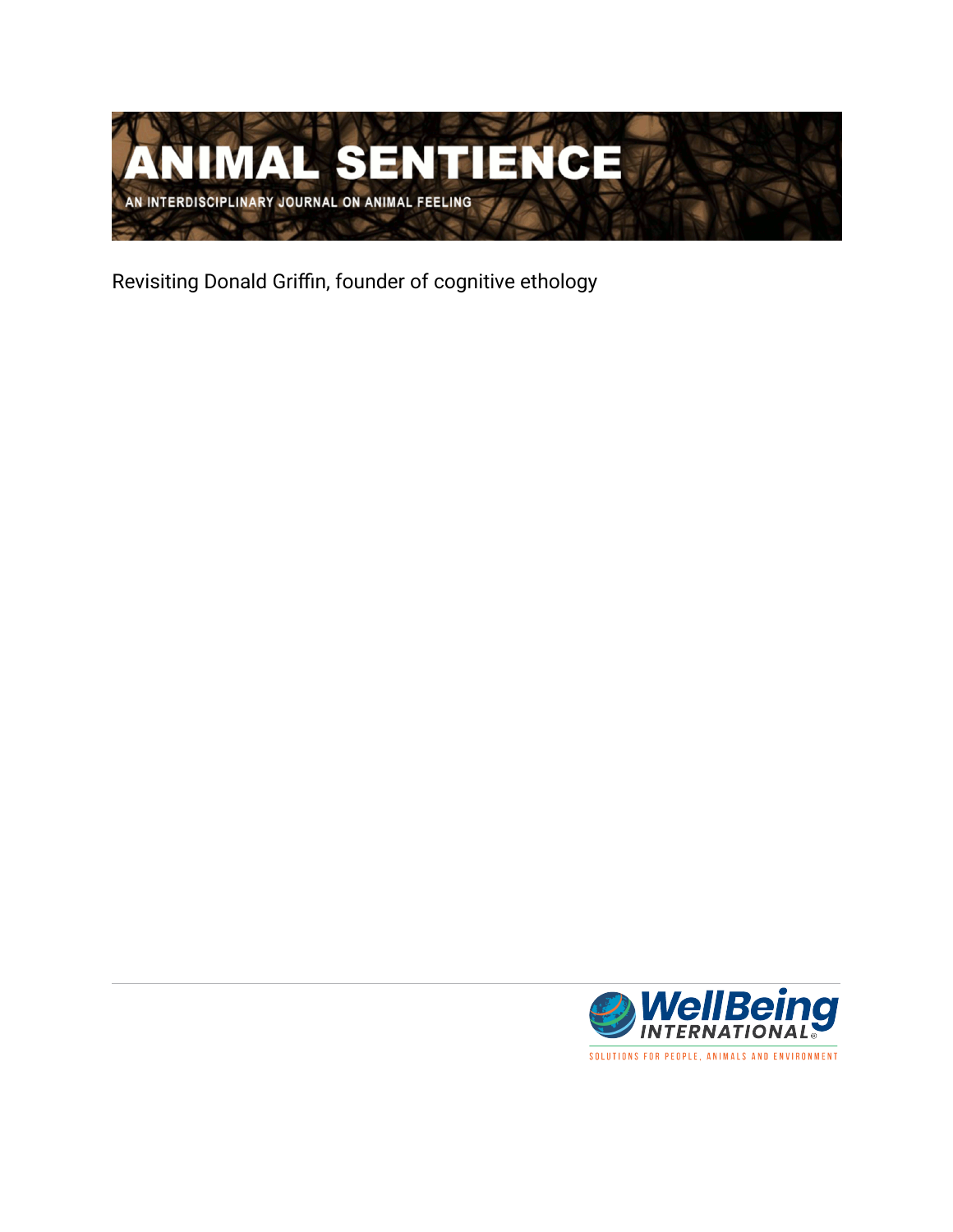# ANIMAL SENTIENCE

AN INTERDISCIPLINARY JOURNAL ON ANIMAL FEELING

Revisiting Donald Griffin, founder of cognitive ethology

WellBeing INTERNATIONAL

SOLUTIONS FOR PEOPLE, ANIMALS AND ENVIRONMENT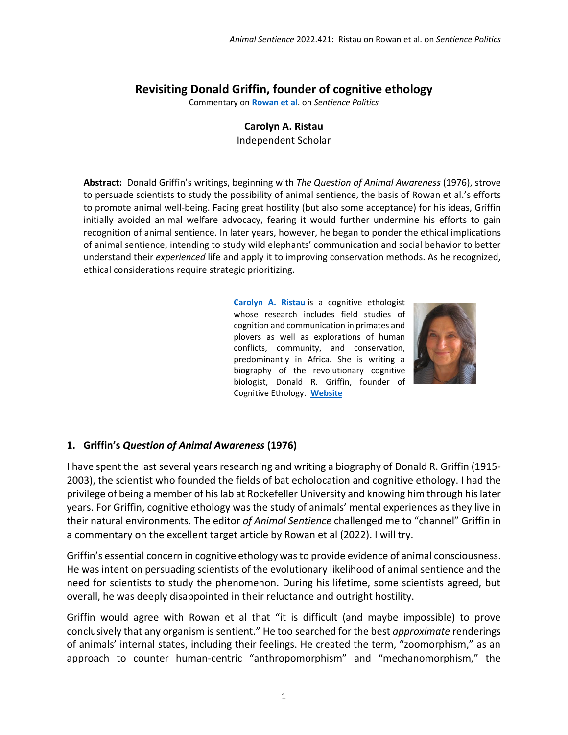## Revisiting Donald Griffin, founder of cognitive ethology

Commentary on **Rowan et al**. on *Sentience Politics*

**Carolyn A. Ristau**
Independent Scholar

**Abstract:** Donald Griffin's writings, beginning with *The Question of Animal Awareness* (1976), strove to persuade scientists to study the possibility of animal sentience, the basis of Rowan et al.'s efforts to promote animal well-being. Facing great hostility (but also some acceptance) for his ideas, Griffin initially avoided animal welfare advocacy, fearing it would further undermine his efforts to gain recognition of animal sentience. In later years, however, he began to ponder the ethical implications of animal sentience, intending to study wild elephants' communication and social behavior to better understand their *experienced* life and apply it to improving conservation methods. As he recognized, ethical considerations require strategic prioritizing.

**Carolyn A. Ristau** is a cognitive ethologist whose research includes field studies of cognition and communication in primates and plovers as well as explorations of human conflicts, community, and conservation, predominantly in Africa. She is writing a biography of the revolutionary cognitive biologist, Donald R. Griffin, founder of Cognitive Ethology. **Website**

### 1. Griffin's *Question of Animal Awareness* (1976)

I have spent the last several years researching and writing a biography of Donald R. Griffin (1915-2003), the scientist who founded the fields of bat echolocation and cognitive ethology. I had the privilege of being a member of his lab at Rockefeller University and knowing him through his later years. For Griffin, cognitive ethology was the study of animals' mental experiences as they live in their natural environments. The editor *of Animal Sentience* challenged me to "channel" Griffin in a commentary on the excellent target article by Rowan et al (2022). I will try.

Griffin's essential concern in cognitive ethology was to provide evidence of animal consciousness. He was intent on persuading scientists of the evolutionary likelihood of animal sentience and the need for scientists to study the phenomenon. During his lifetime, some scientists agreed, but overall, he was deeply disappointed in their reluctance and outright hostility.

Griffin would agree with Rowan et al that "it is difficult (and maybe impossible) to prove conclusively that any organism is sentient." He too searched for the best *approximate* renderings of animals' internal states, including their feelings. He created the term, "zoomorphism," as an approach to counter human-centric "anthropomorphism" and "mechanomorphism," the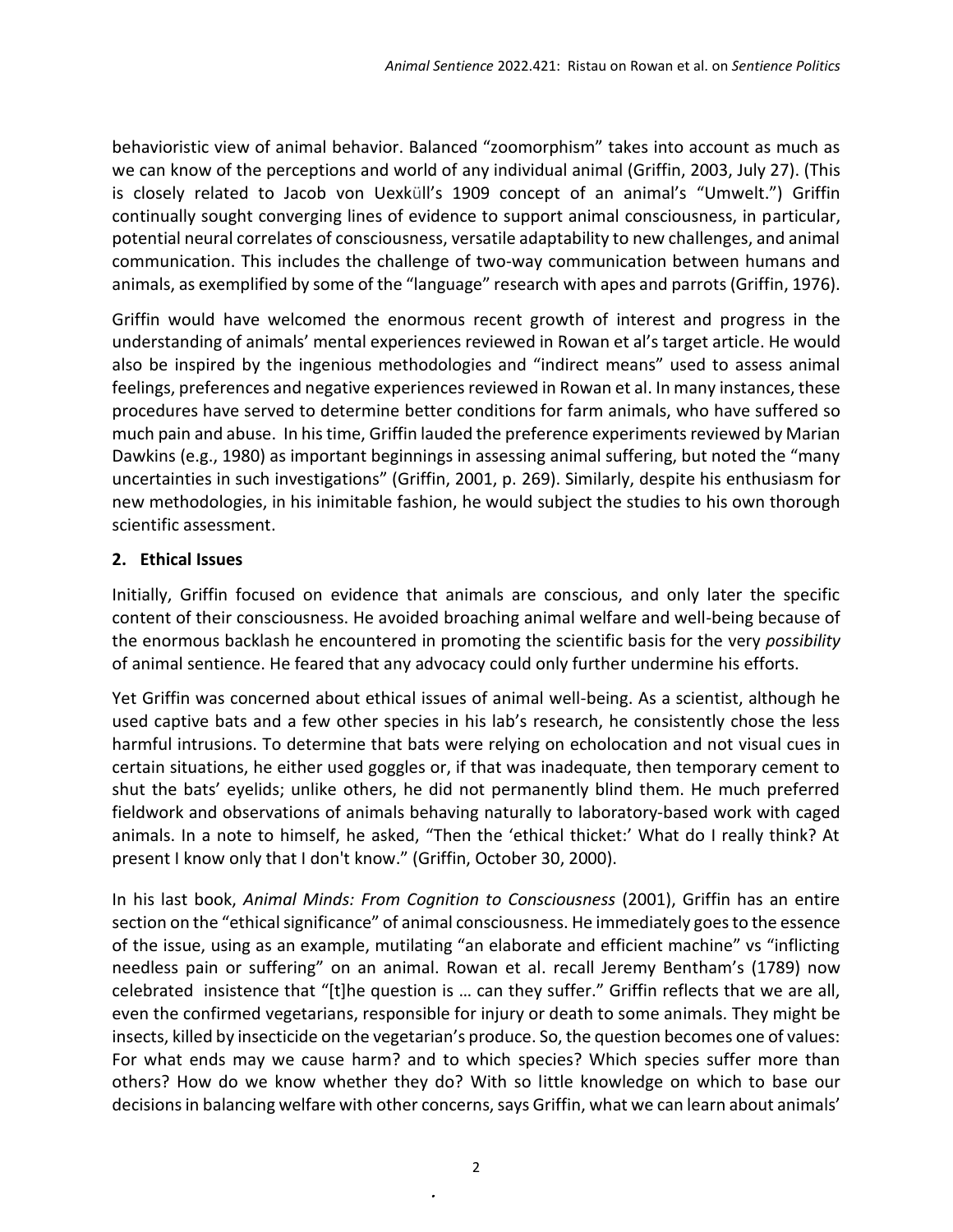behavioristic view of animal behavior. Balanced "zoomorphism" takes into account as much as we can know of the perceptions and world of any individual animal (Griffin, 2003, July 27). (This is closely related to Jacob von Uexküll's 1909 concept of an animal's "Umwelt.") Griffin continually sought converging lines of evidence to support animal consciousness, in particular, potential neural correlates of consciousness, versatile adaptability to new challenges, and animal communication. This includes the challenge of two-way communication between humans and animals, as exemplified by some of the "language" research with apes and parrots (Griffin, 1976).

Griffin would have welcomed the enormous recent growth of interest and progress in the understanding of animals' mental experiences reviewed in Rowan et al's target article. He would also be inspired by the ingenious methodologies and "indirect means" used to assess animal feelings, preferences and negative experiences reviewed in Rowan et al. In many instances, these procedures have served to determine better conditions for farm animals, who have suffered so much pain and abuse. In his time, Griffin lauded the preference experiments reviewed by Marian Dawkins (e.g., 1980) as important beginnings in assessing animal suffering, but noted the "many uncertainties in such investigations" (Griffin, 2001, p. 269). Similarly, despite his enthusiasm for new methodologies, in his inimitable fashion, he would subject the studies to his own thorough scientific assessment.

## 2. Ethical Issues

Initially, Griffin focused on evidence that animals are conscious, and only later the specific content of their consciousness. He avoided broaching animal welfare and well-being because of the enormous backlash he encountered in promoting the scientific basis for the very *possibility* of animal sentience. He feared that any advocacy could only further undermine his efforts.

Yet Griffin was concerned about ethical issues of animal well-being. As a scientist, although he used captive bats and a few other species in his lab's research, he consistently chose the less harmful intrusions. To determine that bats were relying on echolocation and not visual cues in certain situations, he either used goggles or, if that was inadequate, then temporary cement to shut the bats' eyelids; unlike others, he did not permanently blind them. He much preferred fieldwork and observations of animals behaving naturally to laboratory-based work with caged animals. In a note to himself, he asked, "Then the 'ethical thicket:' What do I really think? At present I know only that I don't know." (Griffin, October 30, 2000).

In his last book, *Animal Minds: From Cognition to Consciousness* (2001), Griffin has an entire section on the "ethical significance" of animal consciousness. He immediately goes to the essence of the issue, using as an example, mutilating "an elaborate and efficient machine" vs "inflicting needless pain or suffering" on an animal. Rowan et al. recall Jeremy Bentham's (1789) now celebrated insistence that "[t]he question is … can they suffer." Griffin reflects that we are all, even the confirmed vegetarians, responsible for injury or death to some animals. They might be insects, killed by insecticide on the vegetarian's produce. So, the question becomes one of values: For what ends may we cause harm? and to which species? Which species suffer more than others? How do we know whether they do? With so little knowledge on which to base our decisions in balancing welfare with other concerns, says Griffin, what we can learn about animals'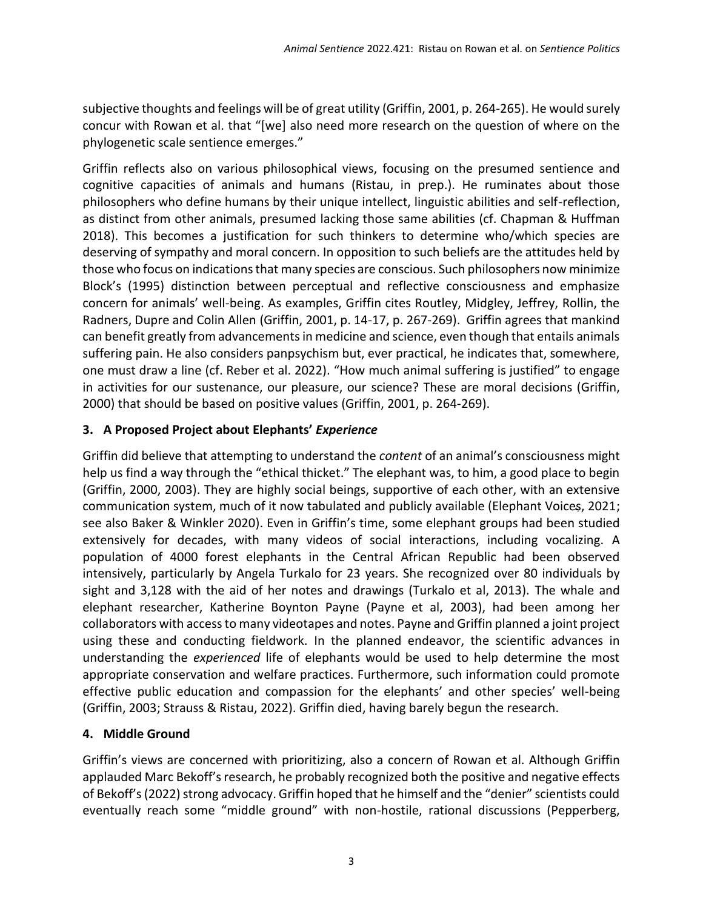subjective thoughts and feelings will be of great utility (Griffin, 2001, p. 264-265). He would surely concur with Rowan et al. that "[we] also need more research on the question of where on the phylogenetic scale sentience emerges."

Griffin reflects also on various philosophical views, focusing on the presumed sentience and cognitive capacities of animals and humans (Ristau, in prep.). He ruminates about those philosophers who define humans by their unique intellect, linguistic abilities and self-reflection, as distinct from other animals, presumed lacking those same abilities (cf. Chapman & Huffman 2018). This becomes a justification for such thinkers to determine who/which species are deserving of sympathy and moral concern. In opposition to such beliefs are the attitudes held by those who focus on indications that many species are conscious. Such philosophers now minimize Block's (1995) distinction between perceptual and reflective consciousness and emphasize concern for animals' well-being. As examples, Griffin cites Routley, Midgley, Jeffrey, Rollin, the Radners, Dupre and Colin Allen (Griffin, 2001, p. 14-17, p. 267-269). Griffin agrees that mankind can benefit greatly from advancements in medicine and science, even though that entails animals suffering pain. He also considers panpsychism but, ever practical, he indicates that, somewhere, one must draw a line (cf. Reber et al. 2022). "How much animal suffering is justified" to engage in activities for our sustenance, our pleasure, our science? These are moral decisions (Griffin, 2000) that should be based on positive values (Griffin, 2001, p. 264-269).

## 3. A Proposed Project about Elephants' *Experience*

Griffin did believe that attempting to understand the *content* of an animal's consciousness might help us find a way through the "ethical thicket." The elephant was, to him, a good place to begin (Griffin, 2000, 2003). They are highly social beings, supportive of each other, with an extensive communication system, much of it now tabulated and publicly available (Elephant Voices, 2021; see also Baker & Winkler 2020). Even in Griffin's time, some elephant groups had been studied extensively for decades, with many videos of social interactions, including vocalizing. A population of 4000 forest elephants in the Central African Republic had been observed intensively, particularly by Angela Turkalo for 23 years. She recognized over 80 individuals by sight and 3,128 with the aid of her notes and drawings (Turkalo et al, 2013). The whale and elephant researcher, Katherine Boynton Payne (Payne et al, 2003), had been among her collaborators with access to many videotapes and notes. Payne and Griffin planned a joint project using these and conducting fieldwork. In the planned endeavor, the scientific advances in understanding the *experienced* life of elephants would be used to help determine the most appropriate conservation and welfare practices. Furthermore, such information could promote effective public education and compassion for the elephants' and other species' well-being (Griffin, 2003; Strauss & Ristau, 2022). Griffin died, having barely begun the research.

## 4. Middle Ground

Griffin's views are concerned with prioritizing, also a concern of Rowan et al. Although Griffin applauded Marc Bekoff's research, he probably recognized both the positive and negative effects of Bekoff's (2022) strong advocacy. Griffin hoped that he himself and the "denier" scientists could eventually reach some "middle ground" with non-hostile, rational discussions (Pepperberg,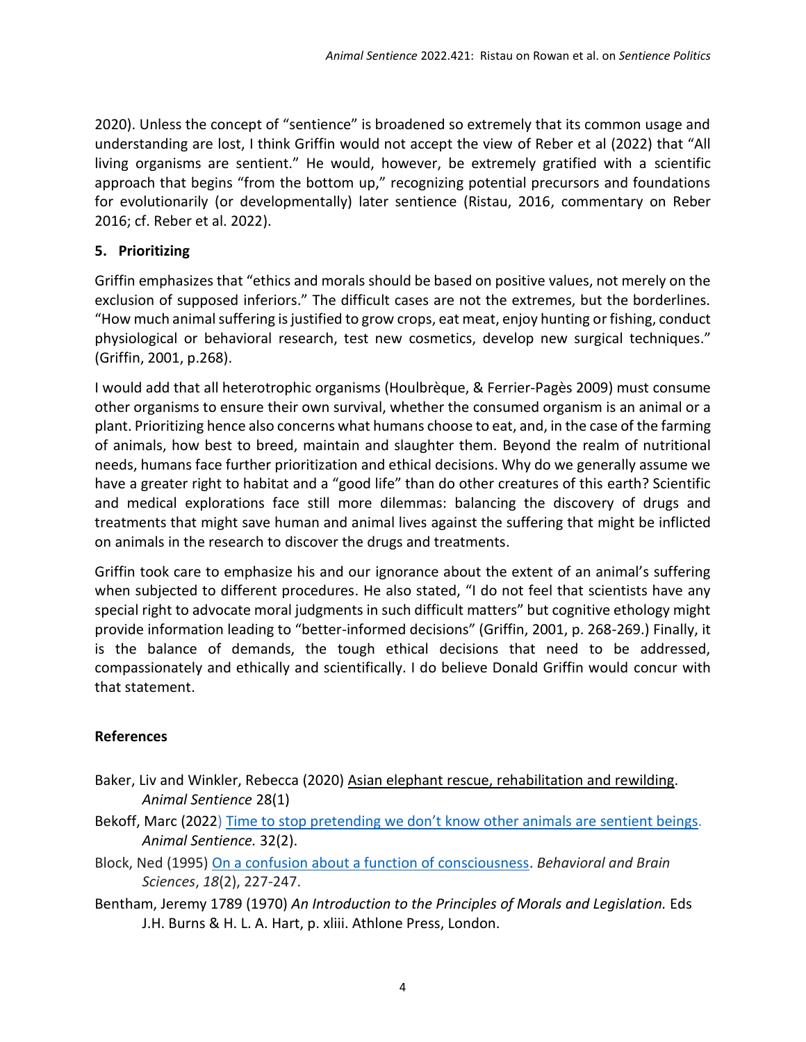2020). Unless the concept of "sentience" is broadened so extremely that its common usage and understanding are lost, I think Griffin would not accept the view of Reber et al (2022) that "All living organisms are sentient." He would, however, be extremely gratified with a scientific approach that begins "from the bottom up," recognizing potential precursors and foundations for evolutionarily (or developmentally) later sentience (Ristau, 2016, commentary on Reber 2016; cf. Reber et al. 2022).

## 5. Prioritizing

Griffin emphasizes that "ethics and morals should be based on positive values, not merely on the exclusion of supposed inferiors." The difficult cases are not the extremes, but the borderlines. "How much animal suffering is justified to grow crops, eat meat, enjoy hunting or fishing, conduct physiological or behavioral research, test new cosmetics, develop new surgical techniques." (Griffin, 2001, p.268).

I would add that all heterotrophic organisms (Houlbrèque, & Ferrier-Pagès 2009) must consume other organisms to ensure their own survival, whether the consumed organism is an animal or a plant. Prioritizing hence also concerns what humans choose to eat, and, in the case of the farming of animals, how best to breed, maintain and slaughter them. Beyond the realm of nutritional needs, humans face further prioritization and ethical decisions. Why do we generally assume we have a greater right to habitat and a "good life" than do other creatures of this earth? Scientific and medical explorations face still more dilemmas: balancing the discovery of drugs and treatments that might save human and animal lives against the suffering that might be inflicted on animals in the research to discover the drugs and treatments.

Griffin took care to emphasize his and our ignorance about the extent of an animal's suffering when subjected to different procedures. He also stated, "I do not feel that scientists have any special right to advocate moral judgments in such difficult matters" but cognitive ethology might provide information leading to "better-informed decisions" (Griffin, 2001, p. 268-269.) Finally, it is the balance of demands, the tough ethical decisions that need to be addressed, compassionately and ethically and scientifically. I do believe Donald Griffin would concur with that statement.

## References

- Baker, Liv and Winkler, Rebecca (2020) Asian elephant rescue, rehabilitation and rewilding. *Animal Sentience* 28(1)
- Bekoff, Marc (2022) Time to stop pretending we don't know other animals are sentient beings. *Animal Sentience.* 32(2).
- Block, Ned (1995) On a confusion about a function of consciousness. *Behavioral and Brain Sciences*, *18*(2), 227-247.
- Bentham, Jeremy 1789 (1970) *An Introduction to the Principles of Morals and Legislation.* Eds J.H. Burns & H. L. A. Hart, p. xliii. Athlone Press, London.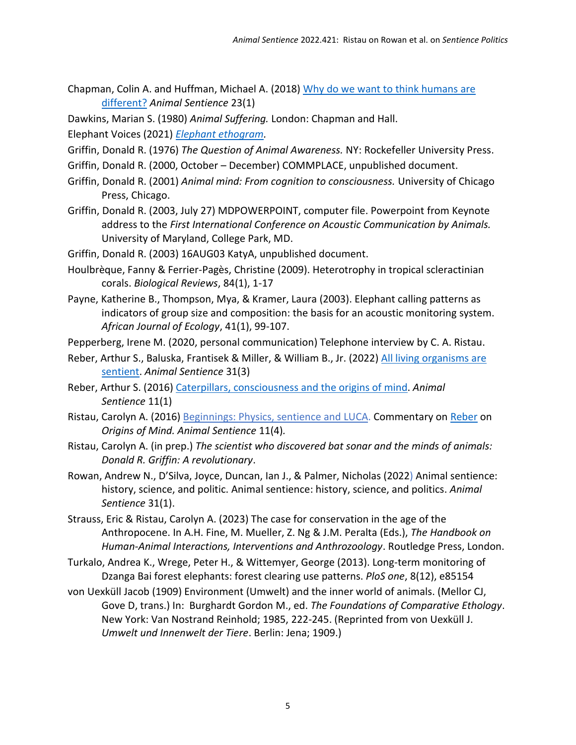Chapman, Colin A. and Huffman, Michael A. (2018) [Why do we want to think humans are different?](#) *Animal Sentience* 23(1)

Dawkins, Marian S. (1980) *Animal Suffering.* London: Chapman and Hall.

Elephant Voices (2021) *[Elephant ethogram](#).*

Griffin, Donald R. (1976) *The Question of Animal Awareness.* NY: Rockefeller University Press.

Griffin, Donald R. (2000, October – December) COMMPLACE, unpublished document.

Griffin, Donald R. (2001) *Animal mind: From cognition to consciousness.* University of Chicago Press, Chicago.

Griffin, Donald R. (2003, July 27) MDPOWERPOINT, computer file. Powerpoint from Keynote address to the *First International Conference on Acoustic Communication by Animals.* University of Maryland, College Park, MD.

Griffin, Donald R. (2003) 16AUG03 KatyA, unpublished document.

Houlbrèque, Fanny & Ferrier-Pagès, Christine (2009). Heterotrophy in tropical scleractinian corals. *Biological Reviews*, 84(1), 1-17

Payne, Katherine B., Thompson, Mya, & Kramer, Laura (2003). Elephant calling patterns as indicators of group size and composition: the basis for an acoustic monitoring system. *African Journal of Ecology*, 41(1), 99-107.

Pepperberg, Irene M. (2020, personal communication) Telephone interview by C. A. Ristau.

Reber, Arthur S., Baluska, Frantisek & Miller, & William B., Jr. (2022) [All living organisms are sentient](#). *Animal Sentience* 31(3)

Reber, Arthur S. (2016) [Caterpillars, consciousness and the origins of mind](#). *Animal Sentience* 11(1)

Ristau, Carolyn A. (2016) [Beginnings: Physics, sentience and LUCA.](#) Commentary on [Reber](#) on *Origins of Mind. Animal Sentience* 11(4).

Ristau, Carolyn A. (in prep.) *The scientist who discovered bat sonar and the minds of animals: Donald R. Griffin: A revolutionary*.

Rowan, Andrew N., D'Silva, Joyce, Duncan, Ian J., & Palmer, Nicholas (2022) Animal sentience: history, science, and politic. Animal sentience: history, science, and politics. *Animal Sentience* 31(1).

Strauss, Eric & Ristau, Carolyn A. (2023) The case for conservation in the age of the Anthropocene. In A.H. Fine, M. Mueller, Z. Ng & J.M. Peralta (Eds.), *The Handbook on Human-Animal Interactions, Interventions and Anthrozoology*. Routledge Press, London.

Turkalo, Andrea K., Wrege, Peter H., & Wittemyer, George (2013). Long-term monitoring of Dzanga Bai forest elephants: forest clearing use patterns. *PloS one*, 8(12), e85154

von Uexküll Jacob (1909) Environment (Umwelt) and the inner world of animals. (Mellor CJ, Gove D, trans.) In: Burghardt Gordon M., ed. *The Foundations of Comparative Ethology*. New York: Van Nostrand Reinhold; 1985, 222-245. (Reprinted from von Uexküll J. *Umwelt und Innenwelt der Tiere*. Berlin: Jena; 1909.)